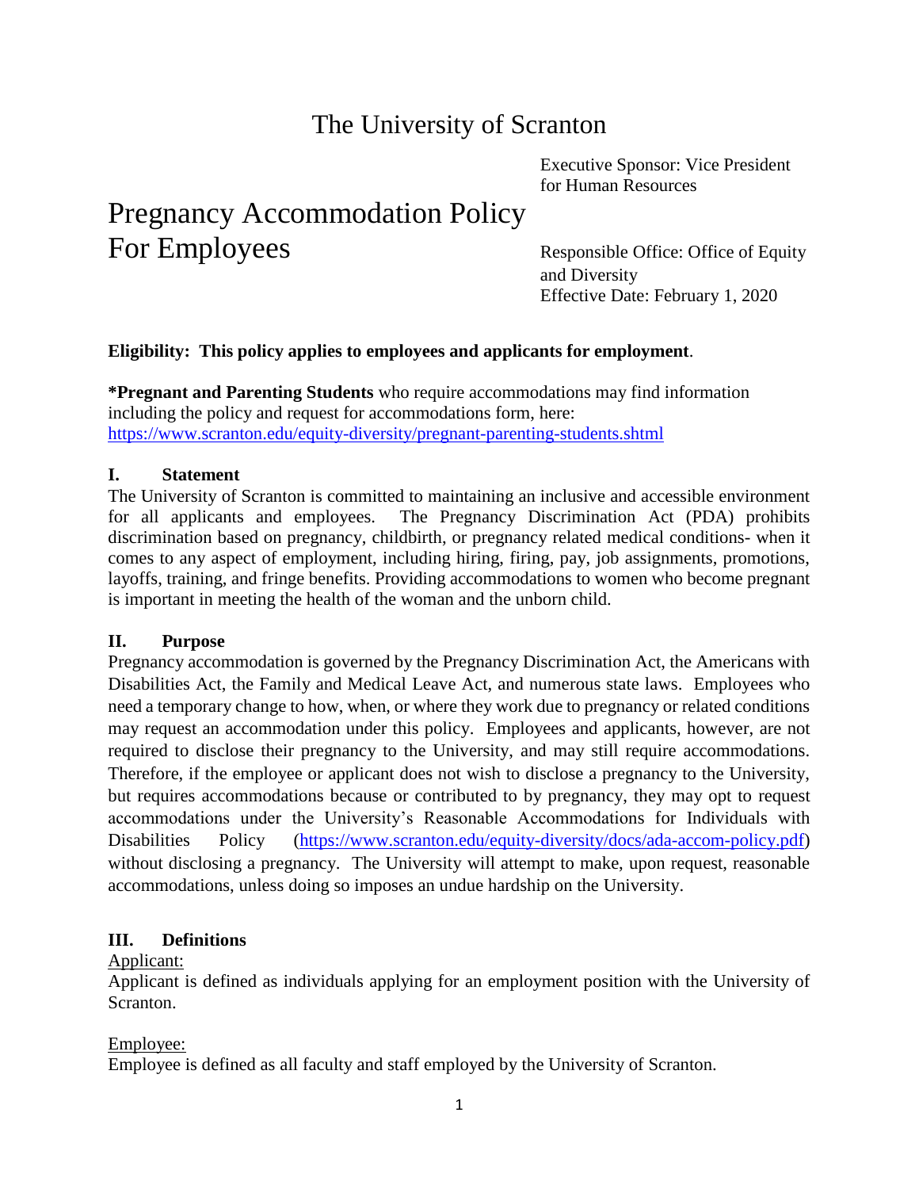# The University of Scranton

Executive Sponsor: Vice President for Human Resources

## Pregnancy Accommodation Policy For Employees

Responsible Office: Office of Equity and Diversity
Effective Date: February 1, 2020

**Eligibility: This policy applies to employees and applicants for employment**.

***Pregnant and Parenting Students** who require accommodations may find information including the policy and request for accommodations form, here: [https://www.scranton.edu/equity-diversity/pregnant-parenting-students.shtml](https://www.scranton.edu/equity-diversity/pregnant-parenting-students.shtml)

### I. Statement

The University of Scranton is committed to maintaining an inclusive and accessible environment for all applicants and employees. The Pregnancy Discrimination Act (PDA) prohibits discrimination based on pregnancy, childbirth, or pregnancy related medical conditions- when it comes to any aspect of employment, including hiring, firing, pay, job assignments, promotions, layoffs, training, and fringe benefits. Providing accommodations to women who become pregnant is important in meeting the health of the woman and the unborn child.

### II. Purpose

Pregnancy accommodation is governed by the Pregnancy Discrimination Act, the Americans with Disabilities Act, the Family and Medical Leave Act, and numerous state laws. Employees who need a temporary change to how, when, or where they work due to pregnancy or related conditions may request an accommodation under this policy. Employees and applicants, however, are not required to disclose their pregnancy to the University, and may still require accommodations. Therefore, if the employee or applicant does not wish to disclose a pregnancy to the University, but requires accommodations because or contributed to by pregnancy, they may opt to request accommodations under the University's Reasonable Accommodations for Individuals with Disabilities Policy ([https://www.scranton.edu/equity-diversity/docs/ada-accom-policy.pdf](https://www.scranton.edu/equity-diversity/docs/ada-accom-policy.pdf)) without disclosing a pregnancy. The University will attempt to make, upon request, reasonable accommodations, unless doing so imposes an undue hardship on the University.

### III. Definitions

Applicant:
Applicant is defined as individuals applying for an employment position with the University of Scranton.

Employee:
Employee is defined as all faculty and staff employed by the University of Scranton.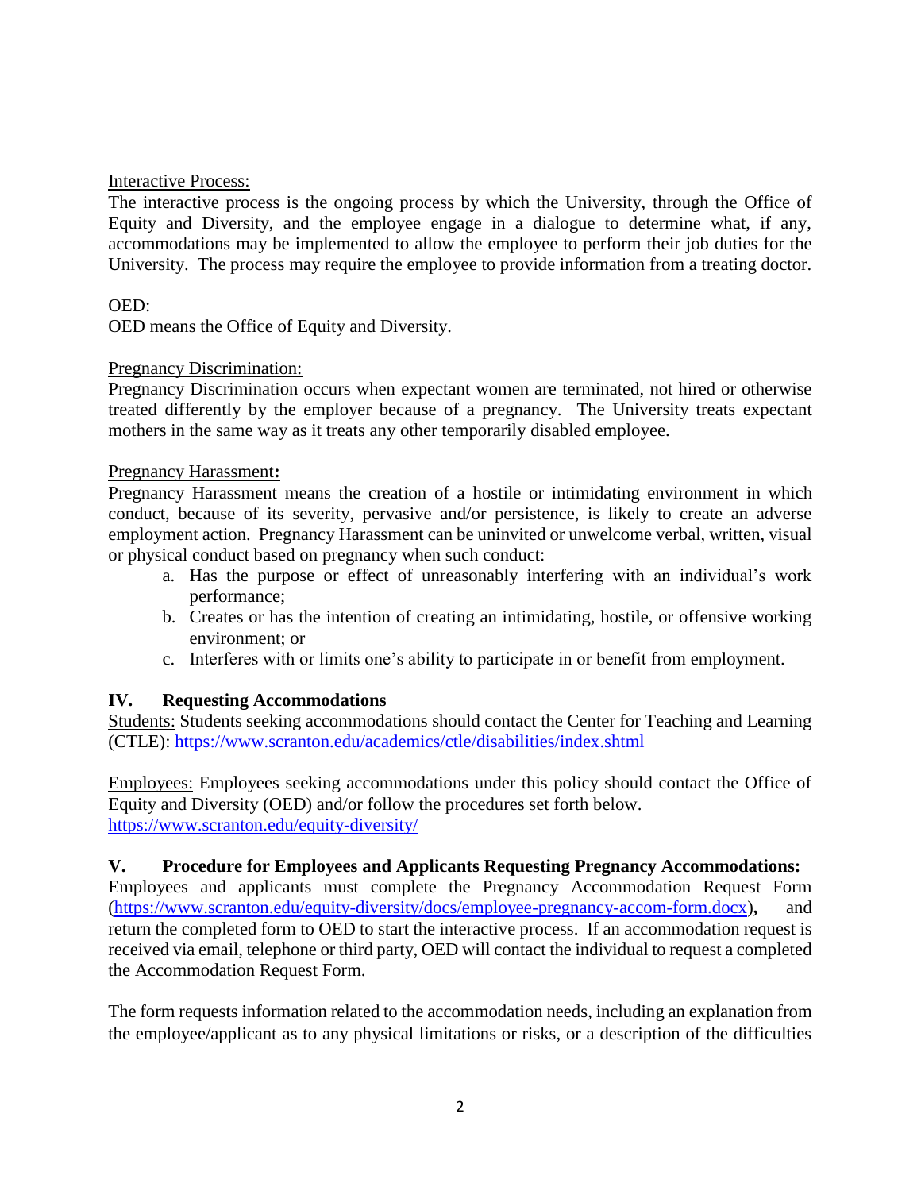Interactive Process:
The interactive process is the ongoing process by which the University, through the Office of Equity and Diversity, and the employee engage in a dialogue to determine what, if any, accommodations may be implemented to allow the employee to perform their job duties for the University. The process may require the employee to provide information from a treating doctor.

OED:
OED means the Office of Equity and Diversity.

Pregnancy Discrimination:
Pregnancy Discrimination occurs when expectant women are terminated, not hired or otherwise treated differently by the employer because of a pregnancy. The University treats expectant mothers in the same way as it treats any other temporarily disabled employee.

Pregnancy Harassment**:**
Pregnancy Harassment means the creation of a hostile or intimidating environment in which conduct, because of its severity, pervasive and/or persistence, is likely to create an adverse employment action. Pregnancy Harassment can be uninvited or unwelcome verbal, written, visual or physical conduct based on pregnancy when such conduct:

a. Has the purpose or effect of unreasonably interfering with an individual's work performance;
b. Creates or has the intention of creating an intimidating, hostile, or offensive working environment; or
c. Interferes with or limits one's ability to participate in or benefit from employment.

## IV. Requesting Accommodations

Students: Students seeking accommodations should contact the Center for Teaching and Learning (CTLE): https://www.scranton.edu/academics/ctle/disabilities/index.shtml

Employees: Employees seeking accommodations under this policy should contact the Office of Equity and Diversity (OED) and/or follow the procedures set forth below.
https://www.scranton.edu/equity-diversity/

## V. Procedure for Employees and Applicants Requesting Pregnancy Accommodations:

Employees and applicants must complete the Pregnancy Accommodation Request Form (https://www.scranton.edu/equity-diversity/docs/employee-pregnancy-accom-form.docx)**,** and return the completed form to OED to start the interactive process. If an accommodation request is received via email, telephone or third party, OED will contact the individual to request a completed the Accommodation Request Form.

The form requests information related to the accommodation needs, including an explanation from the employee/applicant as to any physical limitations or risks, or a description of the difficulties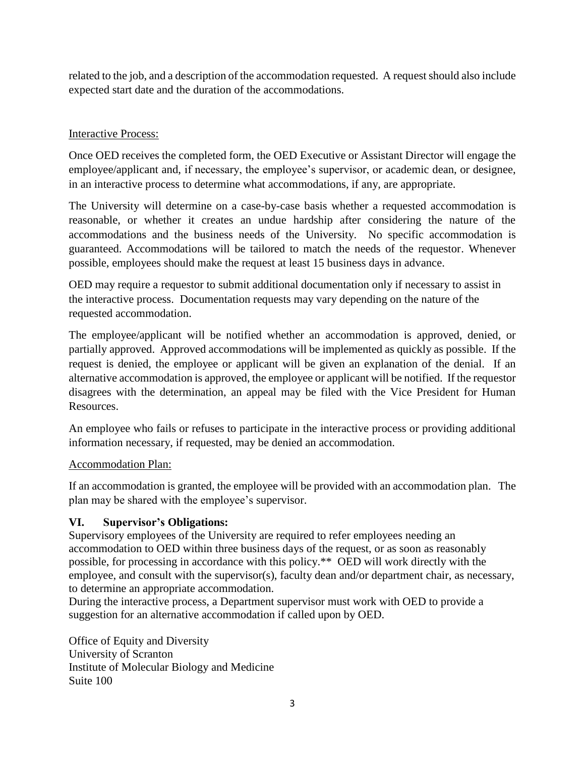related to the job, and a description of the accommodation requested. A request should also include expected start date and the duration of the accommodations.

Interactive Process:

Once OED receives the completed form, the OED Executive or Assistant Director will engage the employee/applicant and, if necessary, the employee's supervisor, or academic dean, or designee, in an interactive process to determine what accommodations, if any, are appropriate.

The University will determine on a case-by-case basis whether a requested accommodation is reasonable, or whether it creates an undue hardship after considering the nature of the accommodations and the business needs of the University. No specific accommodation is guaranteed. Accommodations will be tailored to match the needs of the requestor. Whenever possible, employees should make the request at least 15 business days in advance.

OED may require a requestor to submit additional documentation only if necessary to assist in the interactive process. Documentation requests may vary depending on the nature of the requested accommodation.

The employee/applicant will be notified whether an accommodation is approved, denied, or partially approved. Approved accommodations will be implemented as quickly as possible. If the request is denied, the employee or applicant will be given an explanation of the denial. If an alternative accommodation is approved, the employee or applicant will be notified. If the requestor disagrees with the determination, an appeal may be filed with the Vice President for Human Resources.

An employee who fails or refuses to participate in the interactive process or providing additional information necessary, if requested, may be denied an accommodation.

Accommodation Plan:

If an accommodation is granted, the employee will be provided with an accommodation plan. The plan may be shared with the employee's supervisor.

## VI. Supervisor's Obligations:

Supervisory employees of the University are required to refer employees needing an accommodation to OED within three business days of the request, or as soon as reasonably possible, for processing in accordance with this policy.** OED will work directly with the employee, and consult with the supervisor(s), faculty dean and/or department chair, as necessary, to determine an appropriate accommodation.
During the interactive process, a Department supervisor must work with OED to provide a suggestion for an alternative accommodation if called upon by OED.

Office of Equity and Diversity
University of Scranton
Institute of Molecular Biology and Medicine
Suite 100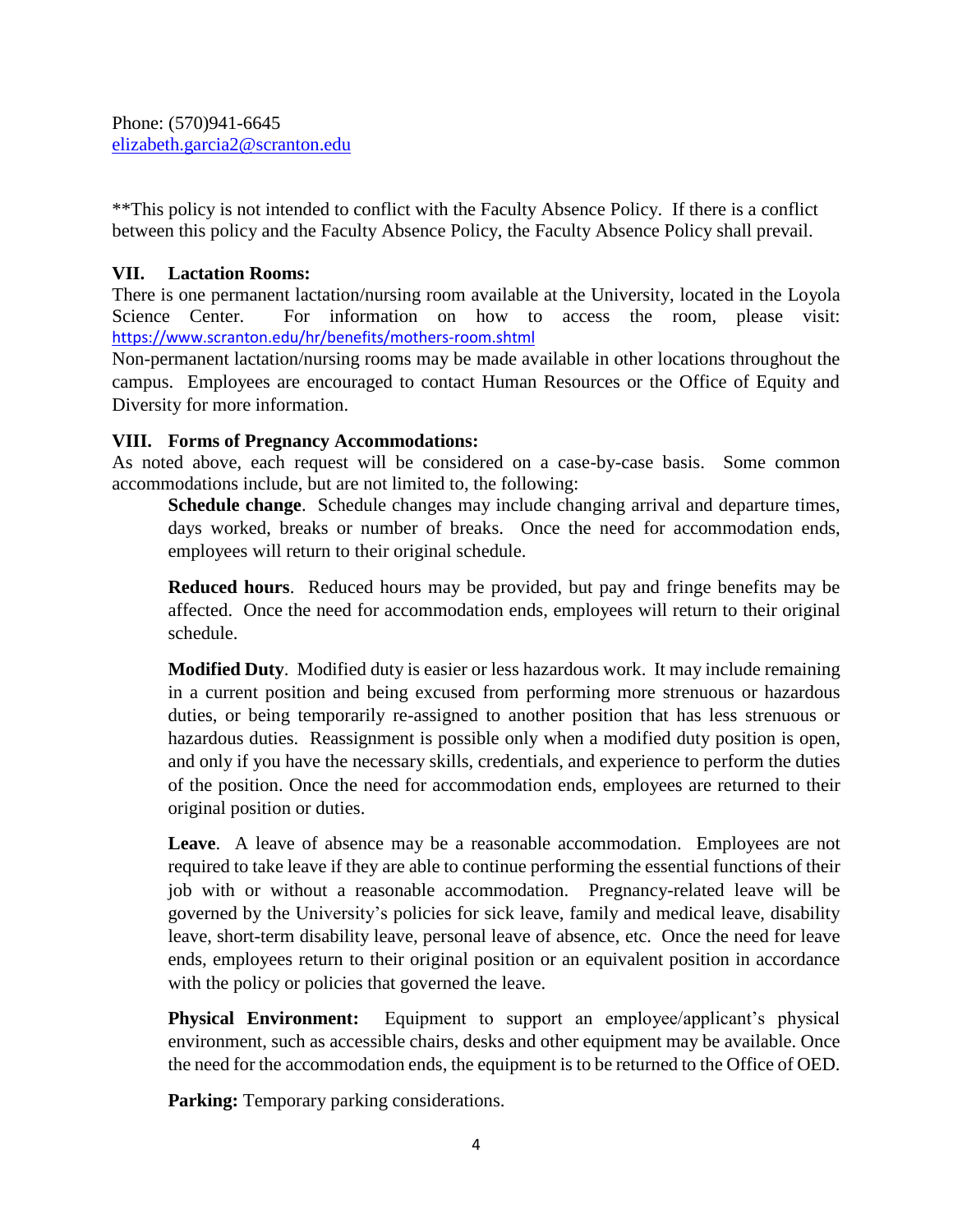Phone: (570)941-6645
elizabeth.garcia2@scranton.edu

**This policy is not intended to conflict with the Faculty Absence Policy. If there is a conflict between this policy and the Faculty Absence Policy, the Faculty Absence Policy shall prevail.

## VII. Lactation Rooms:

There is one permanent lactation/nursing room available at the University, located in the Loyola Science Center. For information on how to access the room, please visit: https://www.scranton.edu/hr/benefits/mothers-room.shtml

Non-permanent lactation/nursing rooms may be made available in other locations throughout the campus. Employees are encouraged to contact Human Resources or the Office of Equity and Diversity for more information.

## VIII. Forms of Pregnancy Accommodations:

As noted above, each request will be considered on a case-by-case basis. Some common accommodations include, but are not limited to, the following:

**Schedule change**. Schedule changes may include changing arrival and departure times, days worked, breaks or number of breaks. Once the need for accommodation ends, employees will return to their original schedule.

**Reduced hours**. Reduced hours may be provided, but pay and fringe benefits may be affected. Once the need for accommodation ends, employees will return to their original schedule.

**Modified Duty**. Modified duty is easier or less hazardous work. It may include remaining in a current position and being excused from performing more strenuous or hazardous duties, or being temporarily re-assigned to another position that has less strenuous or hazardous duties. Reassignment is possible only when a modified duty position is open, and only if you have the necessary skills, credentials, and experience to perform the duties of the position. Once the need for accommodation ends, employees are returned to their original position or duties.

**Leave**. A leave of absence may be a reasonable accommodation. Employees are not required to take leave if they are able to continue performing the essential functions of their job with or without a reasonable accommodation. Pregnancy-related leave will be governed by the University's policies for sick leave, family and medical leave, disability leave, short-term disability leave, personal leave of absence, etc. Once the need for leave ends, employees return to their original position or an equivalent position in accordance with the policy or policies that governed the leave.

**Physical Environment:** Equipment to support an employee/applicant's physical environment, such as accessible chairs, desks and other equipment may be available. Once the need for the accommodation ends, the equipment is to be returned to the Office of OED.

**Parking:** Temporary parking considerations.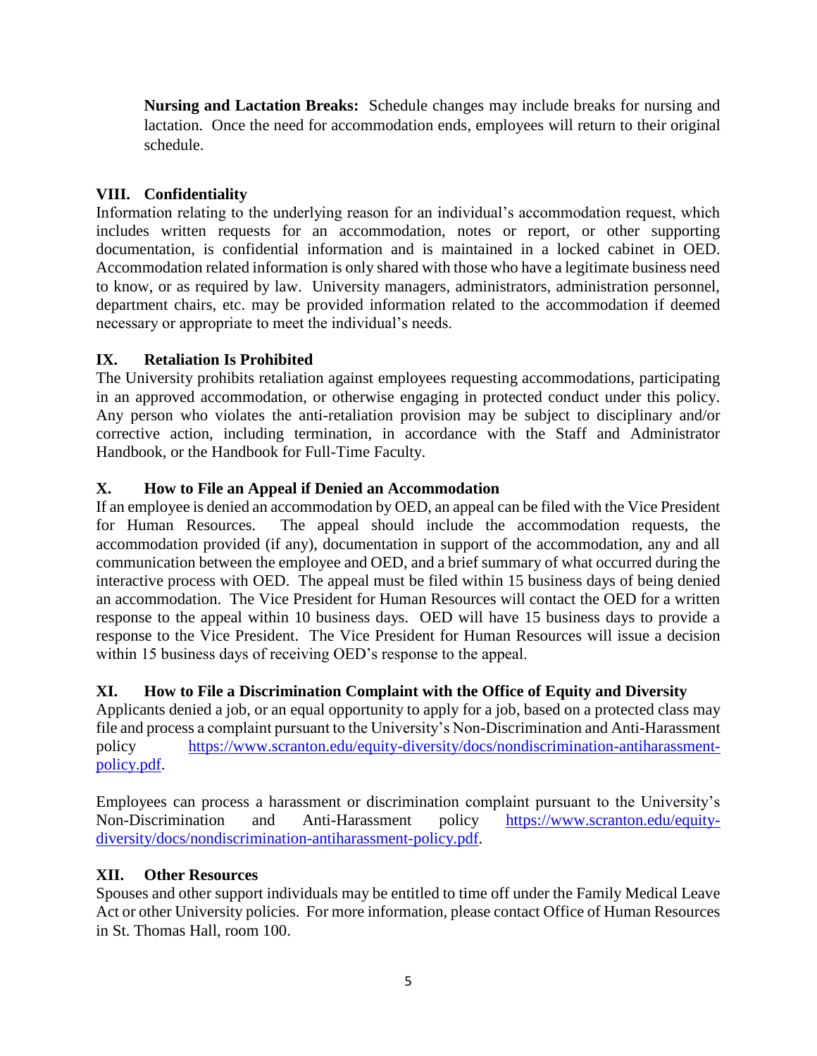**Nursing and Lactation Breaks:** Schedule changes may include breaks for nursing and lactation. Once the need for accommodation ends, employees will return to their original schedule.

## VIII. Confidentiality

Information relating to the underlying reason for an individual's accommodation request, which includes written requests for an accommodation, notes or report, or other supporting documentation, is confidential information and is maintained in a locked cabinet in OED. Accommodation related information is only shared with those who have a legitimate business need to know, or as required by law. University managers, administrators, administration personnel, department chairs, etc. may be provided information related to the accommodation if deemed necessary or appropriate to meet the individual's needs.

## IX. Retaliation Is Prohibited

The University prohibits retaliation against employees requesting accommodations, participating in an approved accommodation, or otherwise engaging in protected conduct under this policy. Any person who violates the anti-retaliation provision may be subject to disciplinary and/or corrective action, including termination, in accordance with the Staff and Administrator Handbook, or the Handbook for Full-Time Faculty.

## X. How to File an Appeal if Denied an Accommodation

If an employee is denied an accommodation by OED, an appeal can be filed with the Vice President for Human Resources. The appeal should include the accommodation requests, the accommodation provided (if any), documentation in support of the accommodation, any and all communication between the employee and OED, and a brief summary of what occurred during the interactive process with OED. The appeal must be filed within 15 business days of being denied an accommodation. The Vice President for Human Resources will contact the OED for a written response to the appeal within 10 business days. OED will have 15 business days to provide a response to the Vice President. The Vice President for Human Resources will issue a decision within 15 business days of receiving OED's response to the appeal.

## XI. How to File a Discrimination Complaint with the Office of Equity and Diversity

Applicants denied a job, or an equal opportunity to apply for a job, based on a protected class may file and process a complaint pursuant to the University's Non-Discrimination and Anti-Harassment policy https://www.scranton.edu/equity-diversity/docs/nondiscrimination-antiharassment-policy.pdf.

Employees can process a harassment or discrimination complaint pursuant to the University's Non-Discrimination and Anti-Harassment policy https://www.scranton.edu/equity-diversity/docs/nondiscrimination-antiharassment-policy.pdf.

## XII. Other Resources

Spouses and other support individuals may be entitled to time off under the Family Medical Leave Act or other University policies. For more information, please contact Office of Human Resources in St. Thomas Hall, room 100.